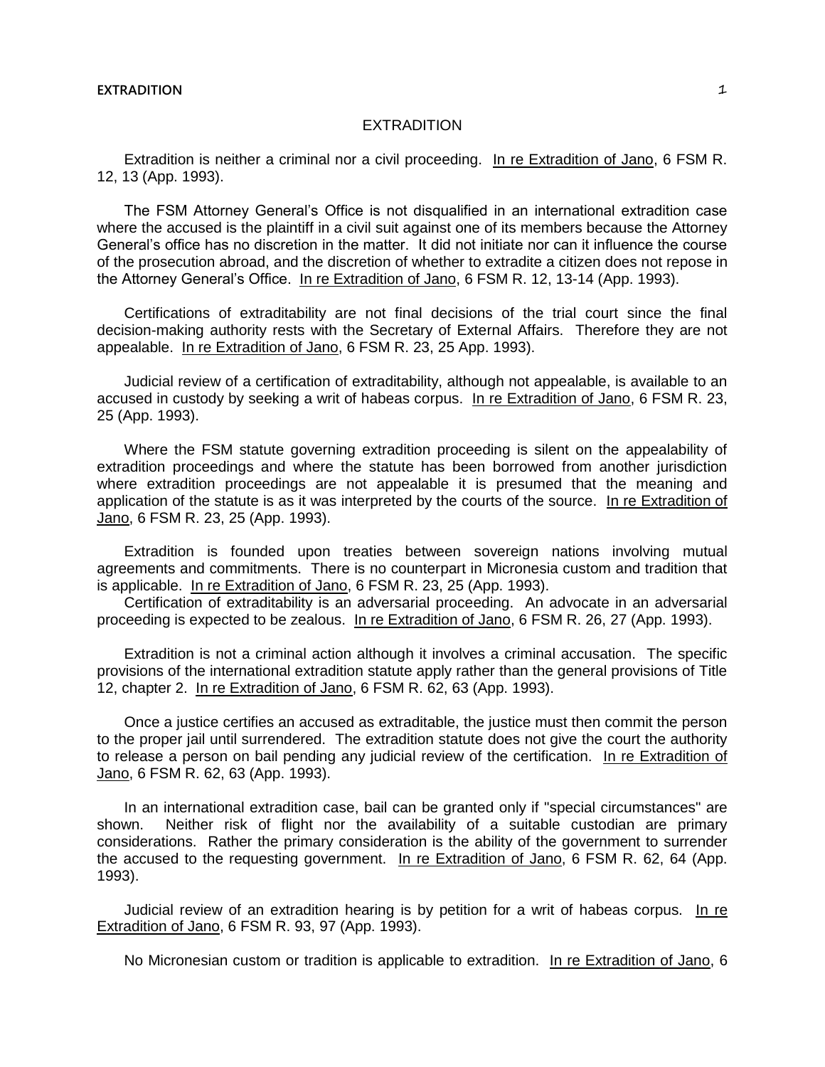# EXTRADITION

Extradition is neither a criminal nor a civil proceeding. In re Extradition of Jano, 6 FSM R. 12, 13 (App. 1993).

The FSM Attorney General's Office is not disqualified in an international extradition case where the accused is the plaintiff in a civil suit against one of its members because the Attorney General's office has no discretion in the matter. It did not initiate nor can it influence the course of the prosecution abroad, and the discretion of whether to extradite a citizen does not repose in the Attorney General's Office. In re Extradition of Jano, 6 FSM R. 12, 13-14 (App. 1993).

Certifications of extraditability are not final decisions of the trial court since the final decision-making authority rests with the Secretary of External Affairs. Therefore they are not appealable. In re Extradition of Jano, 6 FSM R. 23, 25 App. 1993).

Judicial review of a certification of extraditability, although not appealable, is available to an accused in custody by seeking a writ of habeas corpus. In re Extradition of Jano, 6 FSM R. 23, 25 (App. 1993).

Where the FSM statute governing extradition proceeding is silent on the appealability of extradition proceedings and where the statute has been borrowed from another jurisdiction where extradition proceedings are not appealable it is presumed that the meaning and application of the statute is as it was interpreted by the courts of the source. In re Extradition of Jano, 6 FSM R. 23, 25 (App. 1993).

Extradition is founded upon treaties between sovereign nations involving mutual agreements and commitments. There is no counterpart in Micronesia custom and tradition that is applicable. In re Extradition of Jano, 6 FSM R. 23, 25 (App. 1993).

Certification of extraditability is an adversarial proceeding. An advocate in an adversarial proceeding is expected to be zealous. In re Extradition of Jano, 6 FSM R. 26, 27 (App. 1993).

Extradition is not a criminal action although it involves a criminal accusation. The specific provisions of the international extradition statute apply rather than the general provisions of Title 12, chapter 2. In re Extradition of Jano, 6 FSM R. 62, 63 (App. 1993).

Once a justice certifies an accused as extraditable, the justice must then commit the person to the proper jail until surrendered. The extradition statute does not give the court the authority to release a person on bail pending any judicial review of the certification. In re Extradition of Jano, 6 FSM R. 62, 63 (App. 1993).

In an international extradition case, bail can be granted only if "special circumstances" are shown. Neither risk of flight nor the availability of a suitable custodian are primary considerations. Rather the primary consideration is the ability of the government to surrender the accused to the requesting government. In re Extradition of Jano, 6 FSM R. 62, 64 (App. 1993).

Judicial review of an extradition hearing is by petition for a writ of habeas corpus. In re Extradition of Jano, 6 FSM R. 93, 97 (App. 1993).

No Micronesian custom or tradition is applicable to extradition. In re Extradition of Jano, 6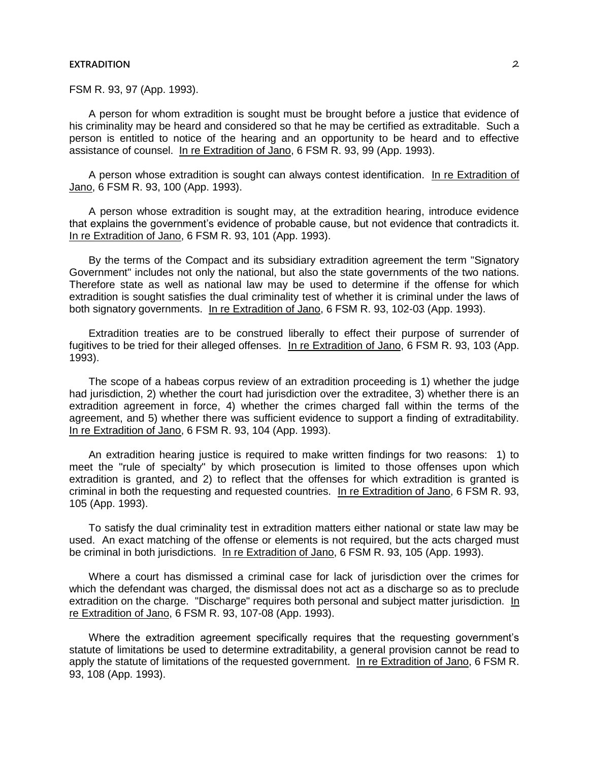FSM R. 93, 97 (App. 1993).

A person for whom extradition is sought must be brought before a justice that evidence of his criminality may be heard and considered so that he may be certified as extraditable. Such a person is entitled to notice of the hearing and an opportunity to be heard and to effective assistance of counsel. In re Extradition of Jano, 6 FSM R. 93, 99 (App. 1993).

A person whose extradition is sought can always contest identification. In re Extradition of Jano, 6 FSM R. 93, 100 (App. 1993).

A person whose extradition is sought may, at the extradition hearing, introduce evidence that explains the government's evidence of probable cause, but not evidence that contradicts it. In re Extradition of Jano, 6 FSM R. 93, 101 (App. 1993).

By the terms of the Compact and its subsidiary extradition agreement the term "Signatory Government" includes not only the national, but also the state governments of the two nations. Therefore state as well as national law may be used to determine if the offense for which extradition is sought satisfies the dual criminality test of whether it is criminal under the laws of both signatory governments. In re Extradition of Jano, 6 FSM R. 93, 102-03 (App. 1993).

Extradition treaties are to be construed liberally to effect their purpose of surrender of fugitives to be tried for their alleged offenses. In re Extradition of Jano, 6 FSM R. 93, 103 (App. 1993).

The scope of a habeas corpus review of an extradition proceeding is 1) whether the judge had jurisdiction, 2) whether the court had jurisdiction over the extraditee, 3) whether there is an extradition agreement in force, 4) whether the crimes charged fall within the terms of the agreement, and 5) whether there was sufficient evidence to support a finding of extraditability. In re Extradition of Jano, 6 FSM R. 93, 104 (App. 1993).

An extradition hearing justice is required to make written findings for two reasons: 1) to meet the "rule of specialty" by which prosecution is limited to those offenses upon which extradition is granted, and 2) to reflect that the offenses for which extradition is granted is criminal in both the requesting and requested countries. In re Extradition of Jano, 6 FSM R. 93, 105 (App. 1993).

To satisfy the dual criminality test in extradition matters either national or state law may be used. An exact matching of the offense or elements is not required, but the acts charged must be criminal in both jurisdictions. In re Extradition of Jano, 6 FSM R. 93, 105 (App. 1993).

Where a court has dismissed a criminal case for lack of jurisdiction over the crimes for which the defendant was charged, the dismissal does not act as a discharge so as to preclude extradition on the charge. "Discharge" requires both personal and subject matter jurisdiction. In re Extradition of Jano, 6 FSM R. 93, 107-08 (App. 1993).

Where the extradition agreement specifically requires that the requesting government's statute of limitations be used to determine extraditability, a general provision cannot be read to apply the statute of limitations of the requested government. In re Extradition of Jano, 6 FSM R. 93, 108 (App. 1993).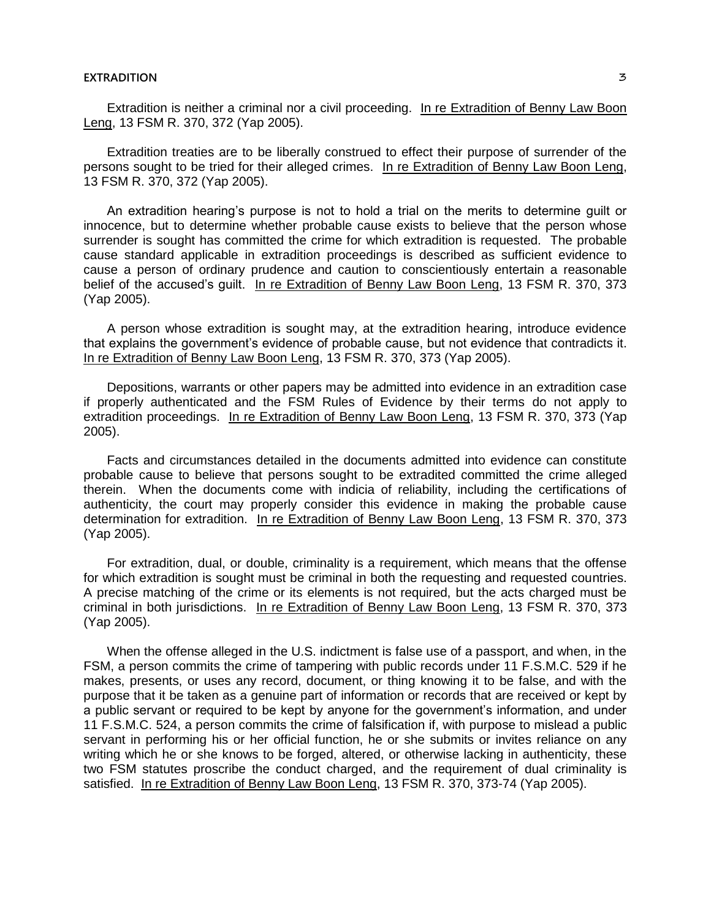Extradition is neither a criminal nor a civil proceeding. <u>In re Extradition of Benny Law Boon Leng</u>, 13 FSM R. 370, 372 (Yap 2005).

Extradition treaties are to be liberally construed to effect their purpose of surrender of the persons sought to be tried for their alleged crimes. <u>In re Extradition of Benny Law Boon Leng</u>, 13 FSM R. 370, 372 (Yap 2005).

An extradition hearing's purpose is not to hold a trial on the merits to determine guilt or innocence, but to determine whether probable cause exists to believe that the person whose surrender is sought has committed the crime for which extradition is requested. The probable cause standard applicable in extradition proceedings is described as sufficient evidence to cause a person of ordinary prudence and caution to conscientiously entertain a reasonable belief of the accused's guilt. <u>In re Extradition of Benny Law Boon Leng</u>, 13 FSM R. 370, 373 (Yap 2005).

A person whose extradition is sought may, at the extradition hearing, introduce evidence that explains the government's evidence of probable cause, but not evidence that contradicts it. <u>In re Extradition of Benny Law Boon Leng</u>, 13 FSM R. 370, 373 (Yap 2005).

Depositions, warrants or other papers may be admitted into evidence in an extradition case if properly authenticated and the FSM Rules of Evidence by their terms do not apply to extradition proceedings. <u>In re Extradition of Benny Law Boon Leng</u>, 13 FSM R. 370, 373 (Yap 2005).

Facts and circumstances detailed in the documents admitted into evidence can constitute probable cause to believe that persons sought to be extradited committed the crime alleged therein. When the documents come with indicia of reliability, including the certifications of authenticity, the court may properly consider this evidence in making the probable cause determination for extradition. <u>In re Extradition of Benny Law Boon Leng</u>, 13 FSM R. 370, 373 (Yap 2005).

For extradition, dual, or double, criminality is a requirement, which means that the offense for which extradition is sought must be criminal in both the requesting and requested countries. A precise matching of the crime or its elements is not required, but the acts charged must be criminal in both jurisdictions. <u>In re Extradition of Benny Law Boon Leng</u>, 13 FSM R. 370, 373 (Yap 2005).

When the offense alleged in the U.S. indictment is false use of a passport, and when, in the FSM, a person commits the crime of tampering with public records under 11 F.S.M.C. 529 if he makes, presents, or uses any record, document, or thing knowing it to be false, and with the purpose that it be taken as a genuine part of information or records that are received or kept by a public servant or required to be kept by anyone for the government's information, and under 11 F.S.M.C. 524, a person commits the crime of falsification if, with purpose to mislead a public servant in performing his or her official function, he or she submits or invites reliance on any writing which he or she knows to be forged, altered, or otherwise lacking in authenticity, these two FSM statutes proscribe the conduct charged, and the requirement of dual criminality is satisfied. <u>In re Extradition of Benny Law Boon Leng</u>, 13 FSM R. 370, 373-74 (Yap 2005).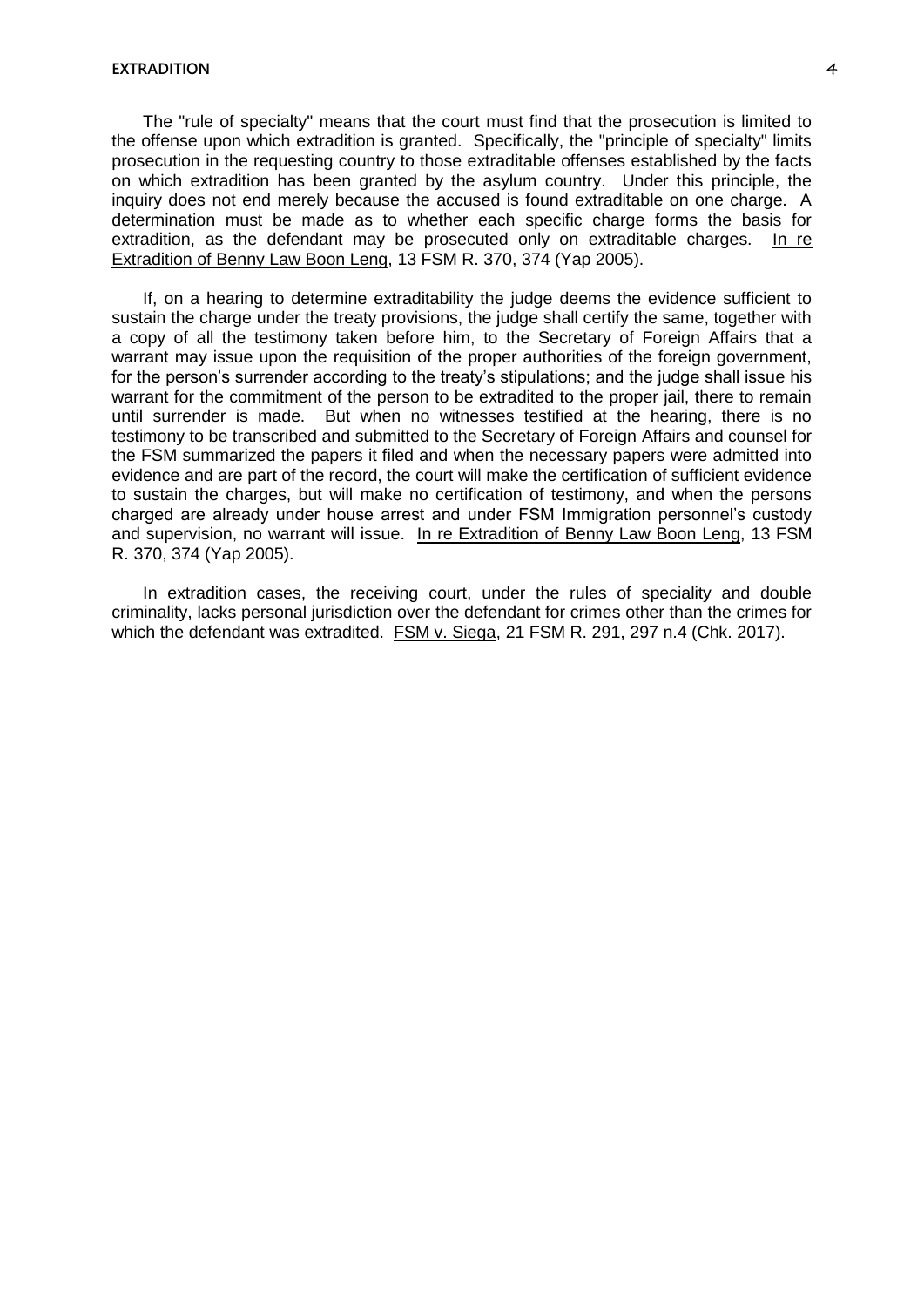The "rule of specialty" means that the court must find that the prosecution is limited to the offense upon which extradition is granted. Specifically, the "principle of specialty" limits prosecution in the requesting country to those extraditable offenses established by the facts on which extradition has been granted by the asylum country. Under this principle, the inquiry does not end merely because the accused is found extraditable on one charge. A determination must be made as to whether each specific charge forms the basis for extradition, as the defendant may be prosecuted only on extraditable charges. In re Extradition of Benny Law Boon Leng, 13 FSM R. 370, 374 (Yap 2005).

If, on a hearing to determine extraditability the judge deems the evidence sufficient to sustain the charge under the treaty provisions, the judge shall certify the same, together with a copy of all the testimony taken before him, to the Secretary of Foreign Affairs that a warrant may issue upon the requisition of the proper authorities of the foreign government, for the person's surrender according to the treaty's stipulations; and the judge shall issue his warrant for the commitment of the person to be extradited to the proper jail, there to remain until surrender is made. But when no witnesses testified at the hearing, there is no testimony to be transcribed and submitted to the Secretary of Foreign Affairs and counsel for the FSM summarized the papers it filed and when the necessary papers were admitted into evidence and are part of the record, the court will make the certification of sufficient evidence to sustain the charges, but will make no certification of testimony, and when the persons charged are already under house arrest and under FSM Immigration personnel's custody and supervision, no warrant will issue. In re Extradition of Benny Law Boon Leng, 13 FSM R. 370, 374 (Yap 2005).

In extradition cases, the receiving court, under the rules of speciality and double criminality, lacks personal jurisdiction over the defendant for crimes other than the crimes for which the defendant was extradited. FSM v. Siega, 21 FSM R. 291, 297 n.4 (Chk. 2017).